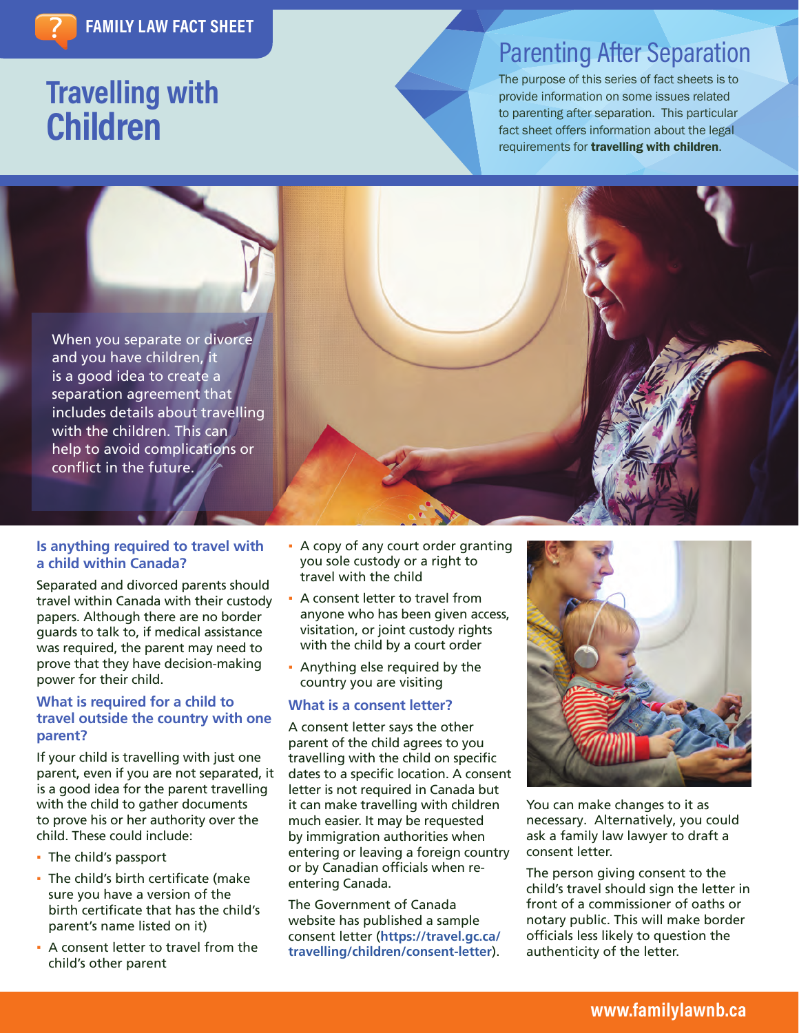FAMILY LAW FACT SHEET

# Travelling with Children

## Parenting After Separation

The purpose of this series of fact sheets is to provide information on some issues related to parenting after separation. This particular fact sheet offers information about the legal requirements for **travelling with children**.

When you separate or divorce and you have children, it is a good idea to create a separation agreement that includes details about travelling with the children. This can help to avoid complications or conflict in the future.

### Is anything required to travel with a child within Canada?

Separated and divorced parents should travel within Canada with their custody papers. Although there are no border guards to talk to, if medical assistance was required, the parent may need to prove that they have decision-making power for their child.

### What is required for a child to travel outside the country with one parent?

If your child is travelling with just one parent, even if you are not separated, it is a good idea for the parent travelling with the child to gather documents to prove his or her authority over the child. These could include:

- The child's passport
- The child's birth certificate (make sure you have a version of the birth certificate that has the child's parent's name listed on it)
- A consent letter to travel from the child's other parent
- A copy of any court order granting you sole custody or a right to travel with the child
- A consent letter to travel from anyone who has been given access, visitation, or joint custody rights with the child by a court order
- Anything else required by the country you are visiting

### What is a consent letter?

A consent letter says the other parent of the child agrees to you travelling with the child on specific dates to a specific location. A consent letter is not required in Canada but it can make travelling with children much easier. It may be requested by immigration authorities when entering or leaving a foreign country or by Canadian officials when re-entering Canada.

The Government of Canada website has published a sample consent letter (**https://travel.gc.ca/travelling/children/consent-letter**). You can make changes to it as necessary. Alternatively, you could ask a family law lawyer to draft a consent letter.

The person giving consent to the child's travel should sign the letter in front of a commissioner of oaths or notary public. This will make border officials less likely to question the authenticity of the letter.

**www.familylawnb.ca**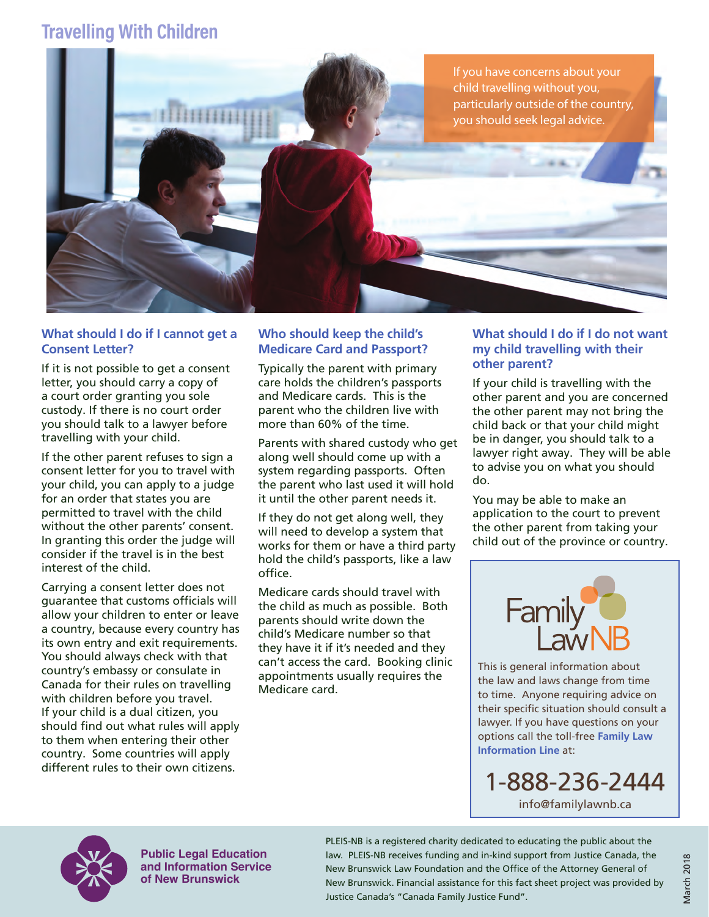# Travelling With Children

If you have concerns about your child travelling without you, particularly outside of the country, you should seek legal advice.

### What should I do if I cannot get a Consent Letter?

If it is not possible to get a consent letter, you should carry a copy of a court order granting you sole custody. If there is no court order you should talk to a lawyer before travelling with your child.

If the other parent refuses to sign a consent letter for you to travel with your child, you can apply to a judge for an order that states you are permitted to travel with the child without the other parents' consent. In granting this order the judge will consider if the travel is in the best interest of the child.

Carrying a consent letter does not guarantee that customs officials will allow your children to enter or leave a country, because every country has its own entry and exit requirements. You should always check with that country's embassy or consulate in Canada for their rules on travelling with children before you travel. If your child is a dual citizen, you should find out what rules will apply to them when entering their other country. Some countries will apply different rules to their own citizens.

### Who should keep the child's Medicare Card and Passport?

Typically the parent with primary care holds the children's passports and Medicare cards. This is the parent who the children live with more than 60% of the time.

Parents with shared custody who get along well should come up with a system regarding passports. Often the parent who last used it will hold it until the other parent needs it.

If they do not get along well, they will need to develop a system that works for them or have a third party hold the child's passports, like a law office.

Medicare cards should travel with the child as much as possible. Both parents should write down the child's Medicare number so that they have it if it's needed and they can't access the card. Booking clinic appointments usually requires the Medicare card.

### What should I do if I do not want my child travelling with their other parent?

If your child is travelling with the other parent and you are concerned the other parent may not bring the child back or that your child might be in danger, you should talk to a lawyer right away. They will be able to advise you on what you should do.

You may be able to make an application to the court to prevent the other parent from taking your child out of the province or country.

Family Law NB

This is general information about the law and laws change from time to time. Anyone requiring advice on their specific situation should consult a lawyer. If you have questions on your options call the toll-free **Family Law Information Line** at:

**1-888-236-2444**

info@familylawnb.ca

**Public Legal Education and Information Service of New Brunswick**

PLEIS-NB is a registered charity dedicated to educating the public about the law. PLEIS-NB receives funding and in-kind support from Justice Canada, the New Brunswick Law Foundation and the Office of the Attorney General of New Brunswick. Financial assistance for this fact sheet project was provided by Justice Canada's "Canada Family Justice Fund".

March 2018